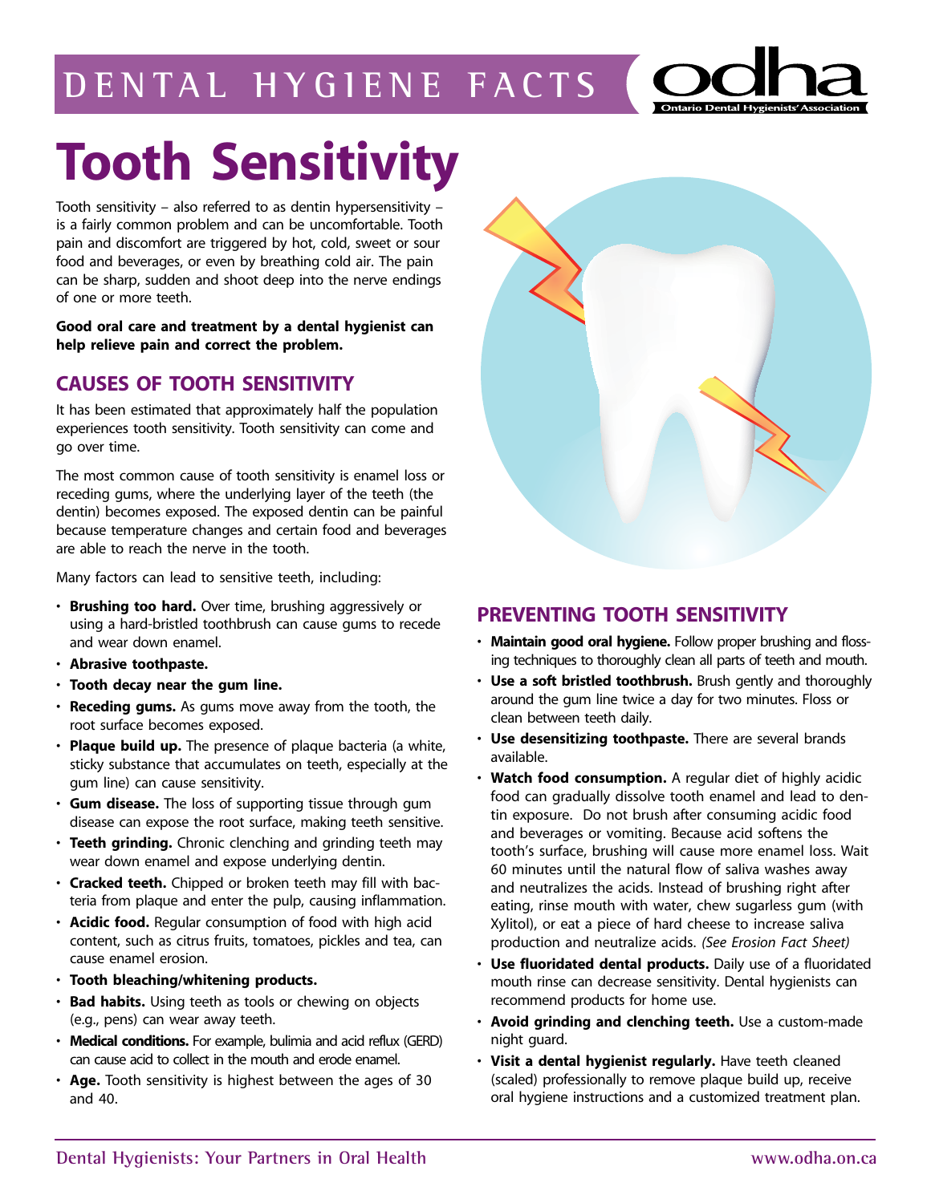DENTAL HYGIENE FACTS

# Tooth Sensitivity

Tooth sensitivity – also referred to as dentin hypersensitivity – is a fairly common problem and can be uncomfortable. Tooth pain and discomfort are triggered by hot, cold, sweet or sour food and beverages, or even by breathing cold air. The pain can be sharp, sudden and shoot deep into the nerve endings of one or more teeth.

**Good oral care and treatment by a dental hygienist can help relieve pain and correct the problem.**

## CAUSES OF TOOTH SENSITIVITY

It has been estimated that approximately half the population experiences tooth sensitivity. Tooth sensitivity can come and go over time.

The most common cause of tooth sensitivity is enamel loss or receding gums, where the underlying layer of the teeth (the dentin) becomes exposed. The exposed dentin can be painful because temperature changes and certain food and beverages are able to reach the nerve in the tooth.

Many factors can lead to sensitive teeth, including:

- **Brushing too hard.** Over time, brushing aggressively or using a hard-bristled toothbrush can cause gums to recede and wear down enamel.
- **Abrasive toothpaste.**
- **Tooth decay near the gum line.**
- **Receding gums.** As gums move away from the tooth, the root surface becomes exposed.
- **Plaque build up.** The presence of plaque bacteria (a white, sticky substance that accumulates on teeth, especially at the gum line) can cause sensitivity.
- **Gum disease.** The loss of supporting tissue through gum disease can expose the root surface, making teeth sensitive.
- **Teeth grinding.** Chronic clenching and grinding teeth may wear down enamel and expose underlying dentin.
- **Cracked teeth.** Chipped or broken teeth may fill with bacteria from plaque and enter the pulp, causing inflammation.
- **Acidic food.** Regular consumption of food with high acid content, such as citrus fruits, tomatoes, pickles and tea, can cause enamel erosion.
- **Tooth bleaching/whitening products.**
- **Bad habits.** Using teeth as tools or chewing on objects (e.g., pens) can wear away teeth.
- **Medical conditions.** For example, bulimia and acid reflux (GERD) can cause acid to collect in the mouth and erode enamel.
- **Age.** Tooth sensitivity is highest between the ages of 30 and 40.

## PREVENTING TOOTH SENSITIVITY

- **Maintain good oral hygiene.** Follow proper brushing and flossing techniques to thoroughly clean all parts of teeth and mouth.
- **Use a soft bristled toothbrush.** Brush gently and thoroughly around the gum line twice a day for two minutes. Floss or clean between teeth daily.
- **Use desensitizing toothpaste.** There are several brands available.
- **Watch food consumption.** A regular diet of highly acidic food can gradually dissolve tooth enamel and lead to dentin exposure. Do not brush after consuming acidic food and beverages or vomiting. Because acid softens the tooth's surface, brushing will cause more enamel loss. Wait 60 minutes until the natural flow of saliva washes away and neutralizes the acids. Instead of brushing right after eating, rinse mouth with water, chew sugarless gum (with Xylitol), or eat a piece of hard cheese to increase saliva production and neutralize acids. *(See Erosion Fact Sheet)*
- **Use fluoridated dental products.** Daily use of a fluoridated mouth rinse can decrease sensitivity. Dental hygienists can recommend products for home use.
- **Avoid grinding and clenching teeth.** Use a custom-made night guard.
- **Visit a dental hygienist regularly.** Have teeth cleaned (scaled) professionally to remove plaque build up, receive oral hygiene instructions and a customized treatment plan.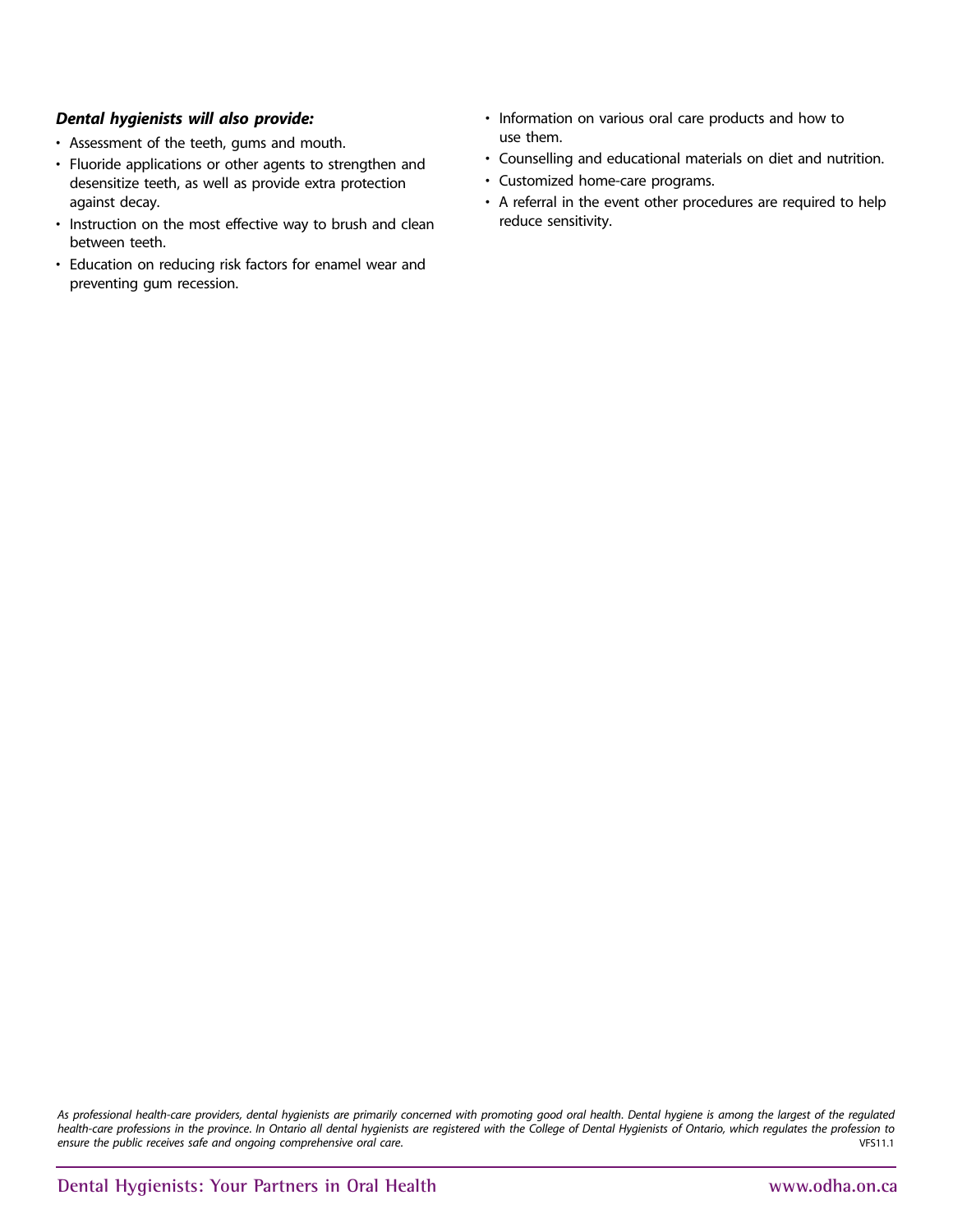***Dental hygienists will also provide:***

- Assessment of the teeth, gums and mouth.
- Fluoride applications or other agents to strengthen and desensitize teeth, as well as provide extra protection against decay.
- Instruction on the most effective way to brush and clean between teeth.
- Education on reducing risk factors for enamel wear and preventing gum recession.
- Information on various oral care products and how to use them.
- Counselling and educational materials on diet and nutrition.
- Customized home-care programs.
- A referral in the event other procedures are required to help reduce sensitivity.

*As professional health-care providers, dental hygienists are primarily concerned with promoting good oral health. Dental hygiene is among the largest of the regulated health-care professions in the province. In Ontario all dental hygienists are registered with the College of Dental Hygienists of Ontario, which regulates the profession to ensure the public receives safe and ongoing comprehensive oral care.*

VFS11.1